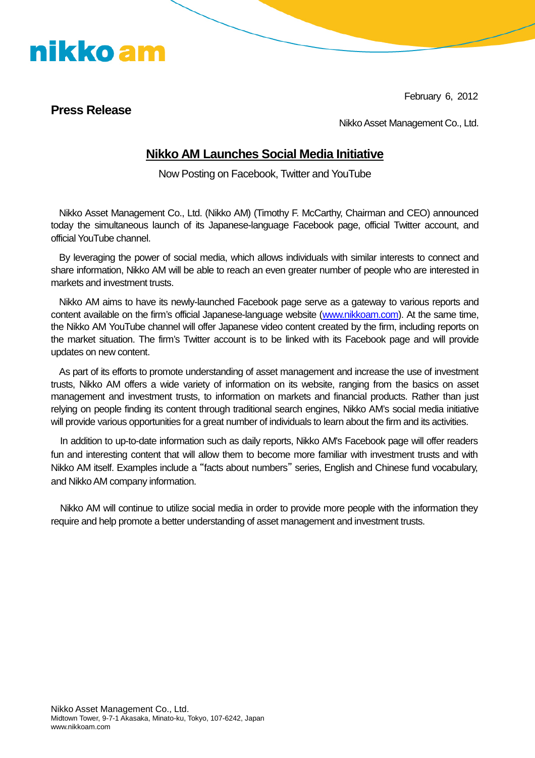nikko am

February 6, 2012

**Press Release**

Nikko Asset Management Co., Ltd.

## Nikko AM Launches Social Media Initiative

Now Posting on Facebook, Twitter and YouTube

Nikko Asset Management Co., Ltd. (Nikko AM) (Timothy F. McCarthy, Chairman and CEO) announced today the simultaneous launch of its Japanese-language Facebook page, official Twitter account, and official YouTube channel.

By leveraging the power of social media, which allows individuals with similar interests to connect and share information, Nikko AM will be able to reach an even greater number of people who are interested in markets and investment trusts.

Nikko AM aims to have its newly-launched Facebook page serve as a gateway to various reports and content available on the firm's official Japanese-language website (www.nikkoam.com). At the same time, the Nikko AM YouTube channel will offer Japanese video content created by the firm, including reports on the market situation. The firm's Twitter account is to be linked with its Facebook page and will provide updates on new content.

As part of its efforts to promote understanding of asset management and increase the use of investment trusts, Nikko AM offers a wide variety of information on its website, ranging from the basics on asset management and investment trusts, to information on markets and financial products. Rather than just relying on people finding its content through traditional search engines, Nikko AM's social media initiative will provide various opportunities for a great number of individuals to learn about the firm and its activities.

In addition to up-to-date information such as daily reports, Nikko AM's Facebook page will offer readers fun and interesting content that will allow them to become more familiar with investment trusts and with Nikko AM itself. Examples include a "facts about numbers" series, English and Chinese fund vocabulary, and Nikko AM company information.

Nikko AM will continue to utilize social media in order to provide more people with the information they require and help promote a better understanding of asset management and investment trusts.

Nikko Asset Management Co., Ltd.
Midtown Tower, 9-7-1 Akasaka, Minato-ku, Tokyo, 107-6242, Japan
www.nikkoam.com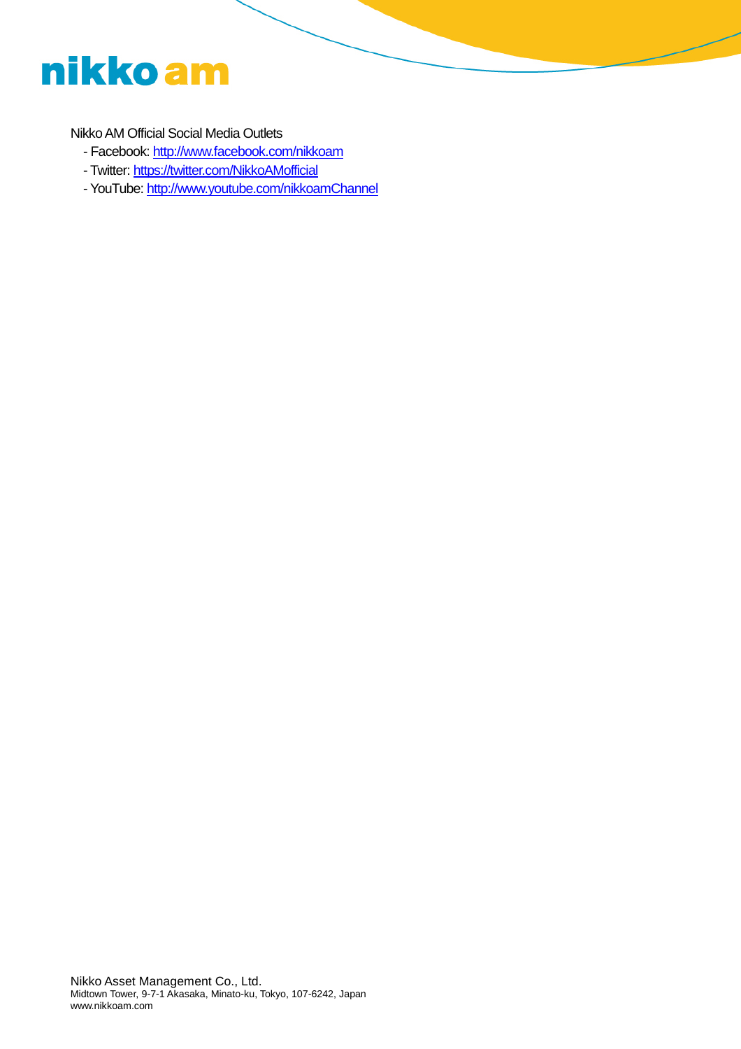Nikko AM Official Social Media Outlets

- Facebook: http://www.facebook.com/nikkoam
- Twitter: https://twitter.com/NikkoAMofficial
- YouTube: http://www.youtube.com/nikkoamChannel

Nikko Asset Management Co., Ltd.
Midtown Tower, 9-7-1 Akasaka, Minato-ku, Tokyo, 107-6242, Japan
www.nikkoam.com